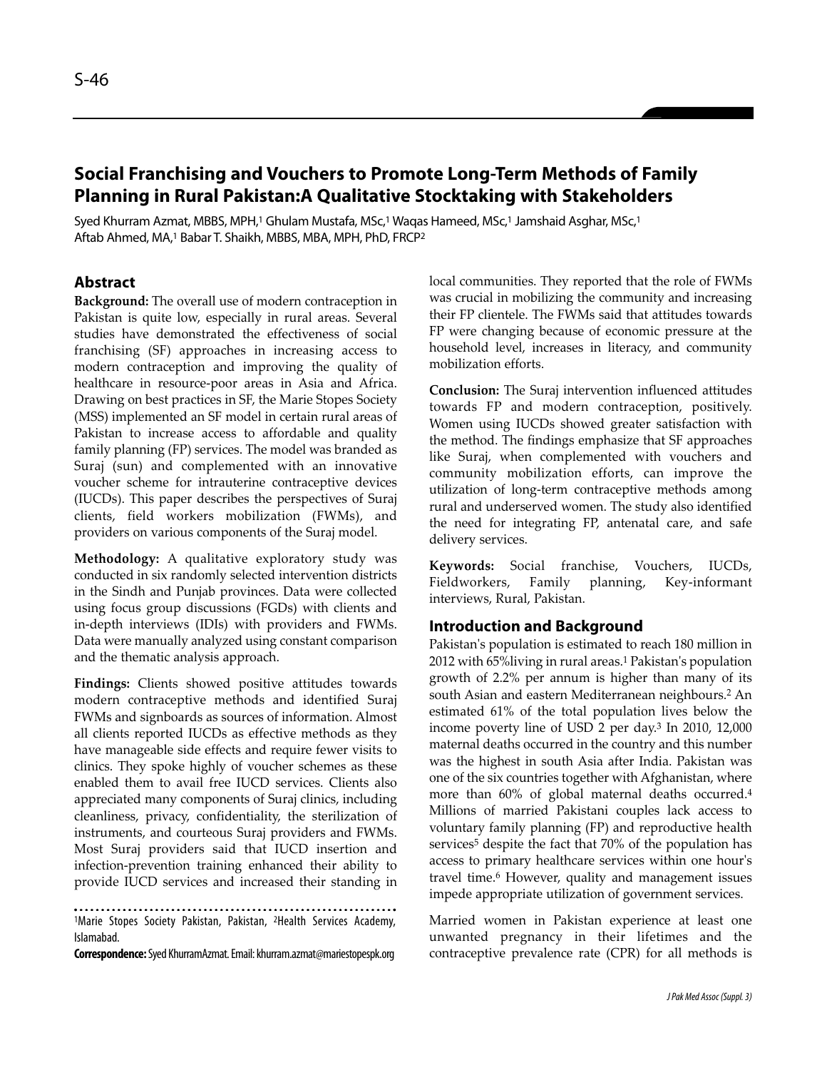# Social Franchising and Vouchers to Promote Long-Term Methods of Family Planning in Rural Pakistan:A Qualitative Stocktaking with Stakeholders

Syed Khurram Azmat, MBBS, MPH,[1] Ghulam Mustafa, MSc,[1] Waqas Hameed, MSc,[1] Jamshaid Asghar, MSc,[1] Aftab Ahmed, MA,[1] Babar T. Shaikh, MBBS, MBA, MPH, PhD, FRCP[2]

## Abstract

**Background:** The overall use of modern contraception in Pakistan is quite low, especially in rural areas. Several studies have demonstrated the effectiveness of social franchising (SF) approaches in increasing access to modern contraception and improving the quality of healthcare in resource-poor areas in Asia and Africa. Drawing on best practices in SF, the Marie Stopes Society (MSS) implemented an SF model in certain rural areas of Pakistan to increase access to affordable and quality family planning (FP) services. The model was branded as Suraj (sun) and complemented with an innovative voucher scheme for intrauterine contraceptive devices (IUCDs). This paper describes the perspectives of Suraj clients, field workers mobilization (FWMs), and providers on various components of the Suraj model.

**Methodology:** A qualitative exploratory study was conducted in six randomly selected intervention districts in the Sindh and Punjab provinces. Data were collected using focus group discussions (FGDs) with clients and in-depth interviews (IDIs) with providers and FWMs. Data were manually analyzed using constant comparison and the thematic analysis approach.

**Findings:** Clients showed positive attitudes towards modern contraceptive methods and identified Suraj FWMs and signboards as sources of information. Almost all clients reported IUCDs as effective methods as they have manageable side effects and require fewer visits to clinics. They spoke highly of voucher schemes as these enabled them to avail free IUCD services. Clients also appreciated many components of Suraj clinics, including cleanliness, privacy, confidentiality, the sterilization of instruments, and courteous Suraj providers and FWMs. Most Suraj providers said that IUCD insertion and infection-prevention training enhanced their ability to provide IUCD services and increased their standing in local communities. They reported that the role of FWMs was crucial in mobilizing the community and increasing their FP clientele. The FWMs said that attitudes towards FP were changing because of economic pressure at the household level, increases in literacy, and community mobilization efforts.

**Conclusion:** The Suraj intervention influenced attitudes towards FP and modern contraception, positively. Women using IUCDs showed greater satisfaction with the method. The findings emphasize that SF approaches like Suraj, when complemented with vouchers and community mobilization efforts, can improve the utilization of long-term contraceptive methods among rural and underserved women. The study also identified the need for integrating FP, antenatal care, and safe delivery services.

**Keywords:** Social franchise, Vouchers, IUCDs, Fieldworkers, Family planning, Key-informant interviews, Rural, Pakistan.

## Introduction and Background

Pakistan's population is estimated to reach 180 million in 2012 with 65%living in rural areas.[1] Pakistan's population growth of 2.2% per annum is higher than many of its south Asian and eastern Mediterranean neighbours.[2] An estimated 61% of the total population lives below the income poverty line of USD 2 per day.[3] In 2010, 12,000 maternal deaths occurred in the country and this number was the highest in south Asia after India. Pakistan was one of the six countries together with Afghanistan, where more than 60% of global maternal deaths occurred.[4] Millions of married Pakistani couples lack access to voluntary family planning (FP) and reproductive health services[5] despite the fact that 70% of the population has access to primary healthcare services within one hour's travel time.[6] However, quality and management issues impede appropriate utilization of government services.

Married women in Pakistan experience at least one unwanted pregnancy in their lifetimes and the contraceptive prevalence rate (CPR) for all methods is

---

[1]Marie Stopes Society Pakistan, Pakistan, [2]Health Services Academy, Islamabad.

**Correspondence:** Syed KhurramAzmat. Email: khurram.azmat@mariestopespk.org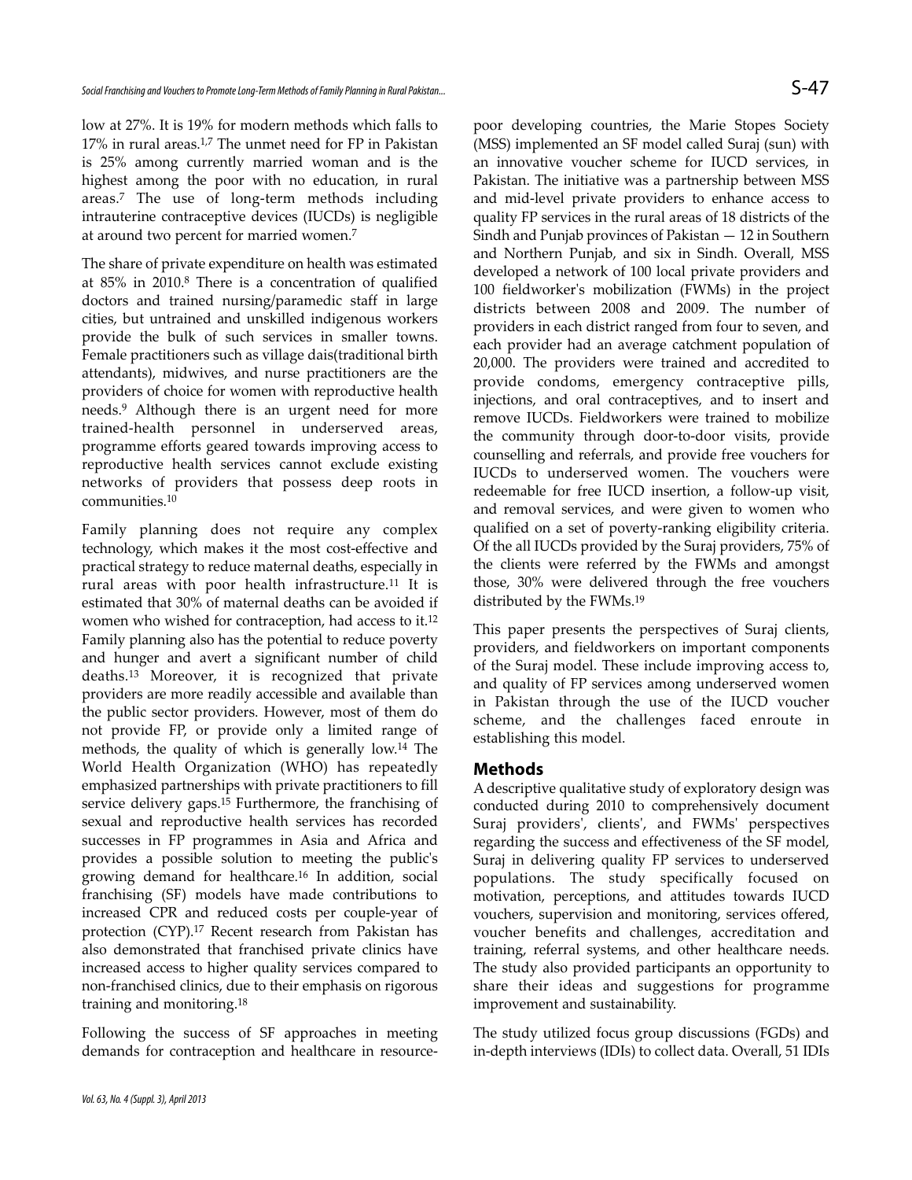low at 27%. It is 19% for modern methods which falls to 17% in rural areas.[1,7] The unmet need for FP in Pakistan is 25% among currently married woman and is the highest among the poor with no education, in rural areas.[7] The use of long-term methods including intrauterine contraceptive devices (IUCDs) is negligible at around two percent for married women.[7]

The share of private expenditure on health was estimated at 85% in 2010.[8] There is a concentration of qualified doctors and trained nursing/paramedic staff in large cities, but untrained and unskilled indigenous workers provide the bulk of such services in smaller towns. Female practitioners such as village dais(traditional birth attendants), midwives, and nurse practitioners are the providers of choice for women with reproductive health needs.[9] Although there is an urgent need for more trained-health personnel in underserved areas, programme efforts geared towards improving access to reproductive health services cannot exclude existing networks of providers that possess deep roots in communities.[10]

Family planning does not require any complex technology, which makes it the most cost-effective and practical strategy to reduce maternal deaths, especially in rural areas with poor health infrastructure.[11] It is estimated that 30% of maternal deaths can be avoided if women who wished for contraception, had access to it.[12] Family planning also has the potential to reduce poverty and hunger and avert a significant number of child deaths.[13] Moreover, it is recognized that private providers are more readily accessible and available than the public sector providers. However, most of them do not provide FP, or provide only a limited range of methods, the quality of which is generally low.[14] The World Health Organization (WHO) has repeatedly emphasized partnerships with private practitioners to fill service delivery gaps.[15] Furthermore, the franchising of sexual and reproductive health services has recorded successes in FP programmes in Asia and Africa and provides a possible solution to meeting the public's growing demand for healthcare.[16] In addition, social franchising (SF) models have made contributions to increased CPR and reduced costs per couple-year of protection (CYP).[17] Recent research from Pakistan has also demonstrated that franchised private clinics have increased access to higher quality services compared to non-franchised clinics, due to their emphasis on rigorous training and monitoring.[18]

Following the success of SF approaches in meeting demands for contraception and healthcare in resource-poor developing countries, the Marie Stopes Society (MSS) implemented an SF model called Suraj (sun) with an innovative voucher scheme for IUCD services, in Pakistan. The initiative was a partnership between MSS and mid-level private providers to enhance access to quality FP services in the rural areas of 18 districts of the Sindh and Punjab provinces of Pakistan — 12 in Southern and Northern Punjab, and six in Sindh. Overall, MSS developed a network of 100 local private providers and 100 fieldworker's mobilization (FWMs) in the project districts between 2008 and 2009. The number of providers in each district ranged from four to seven, and each provider had an average catchment population of 20,000. The providers were trained and accredited to provide condoms, emergency contraceptive pills, injections, and oral contraceptives, and to insert and remove IUCDs. Fieldworkers were trained to mobilize the community through door-to-door visits, provide counselling and referrals, and provide free vouchers for IUCDs to underserved women. The vouchers were redeemable for free IUCD insertion, a follow-up visit, and removal services, and were given to women who qualified on a set of poverty-ranking eligibility criteria. Of the all IUCDs provided by the Suraj providers, 75% of the clients were referred by the FWMs and amongst those, 30% were delivered through the free vouchers distributed by the FWMs.[19]

This paper presents the perspectives of Suraj clients, providers, and fieldworkers on important components of the Suraj model. These include improving access to, and quality of FP services among underserved women in Pakistan through the use of the IUCD voucher scheme, and the challenges faced enroute in establishing this model.

## Methods

A descriptive qualitative study of exploratory design was conducted during 2010 to comprehensively document Suraj providers', clients', and FWMs' perspectives regarding the success and effectiveness of the SF model, Suraj in delivering quality FP services to underserved populations. The study specifically focused on motivation, perceptions, and attitudes towards IUCD vouchers, supervision and monitoring, services offered, voucher benefits and challenges, accreditation and training, referral systems, and other healthcare needs. The study also provided participants an opportunity to share their ideas and suggestions for programme improvement and sustainability.

The study utilized focus group discussions (FGDs) and in-depth interviews (IDIs) to collect data. Overall, 51 IDIs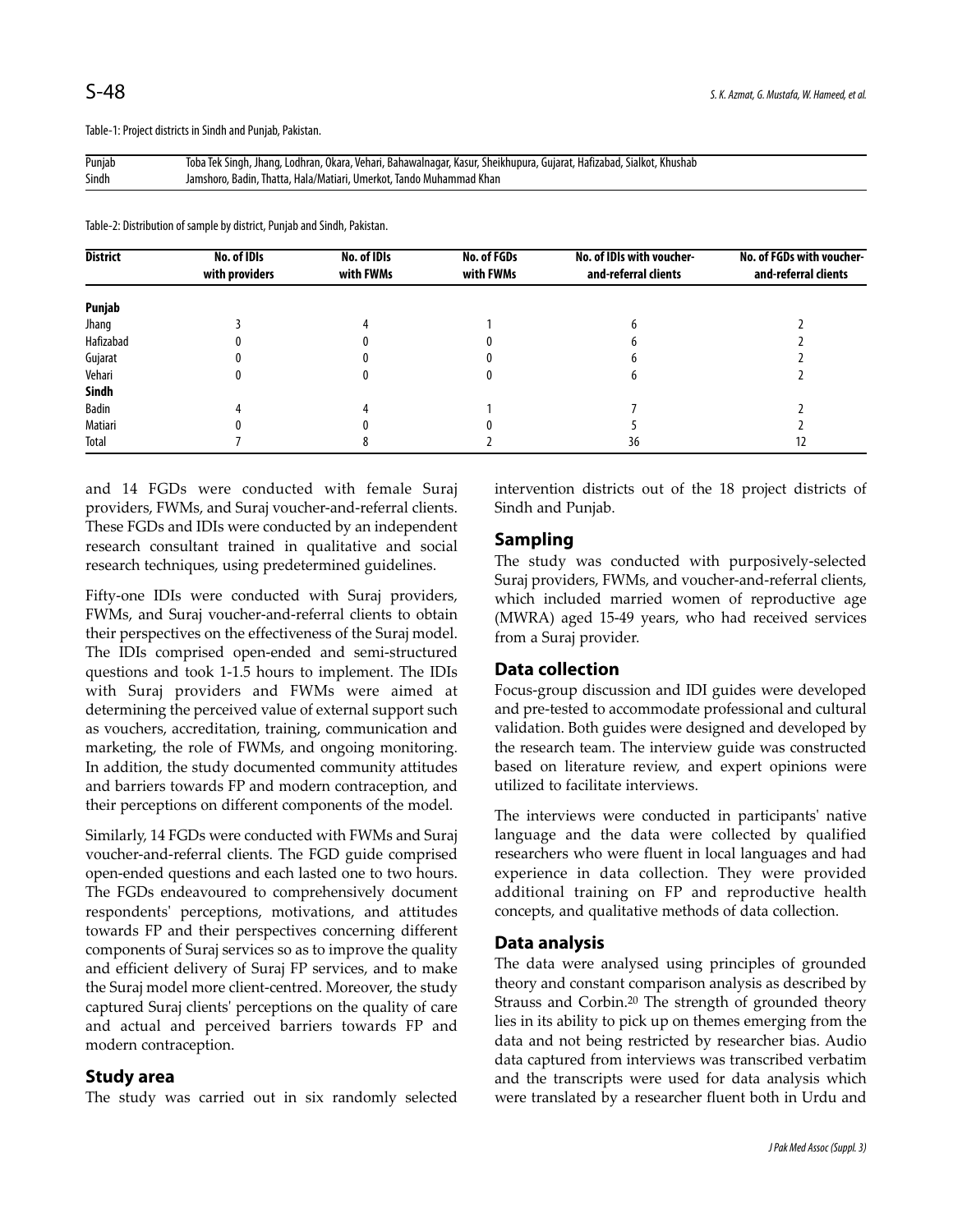Table-1: Project districts in Sindh and Punjab, Pakistan.

| | |
|---|---|
| Punjab | Toba Tek Singh, Jhang, Lodhran, Okara, Vehari, Bahawalnagar, Kasur, Sheikhupura, Gujarat, Hafizabad, Sialkot, Khushab |
| Sindh | Jamshoro, Badin, Thatta, Hala/Matiari, Umerkot, Tando Muhammad Khan |

Table-2: Distribution of sample by district, Punjab and Sindh, Pakistan.

| District | No. of IDIs with providers | No. of IDIs with FWMs | No. of FGDs with FWMs | No. of IDIs with voucher-and-referral clients | No. of FGDs with voucher-and-referral clients |
|---|---|---|---|---|---|
| **Punjab** | | | | | |
| Jhang | 3 | 4 | 1 | 6 | 2 |
| Hafizabad | 0 | 0 | 0 | 6 | 2 |
| Gujarat | 0 | 0 | 0 | 6 | 2 |
| Vehari | 0 | 0 | 0 | 6 | 2 |
| **Sindh** | | | | | |
| Badin | 4 | 4 | 1 | 7 | 2 |
| Matiari | 0 | 0 | 0 | 5 | 2 |
| Total | 7 | 8 | 2 | 36 | 12 |

and 14 FGDs were conducted with female Suraj providers, FWMs, and Suraj voucher-and-referral clients. These FGDs and IDIs were conducted by an independent research consultant trained in qualitative and social research techniques, using predetermined guidelines.

Fifty-one IDIs were conducted with Suraj providers, FWMs, and Suraj voucher-and-referral clients to obtain their perspectives on the effectiveness of the Suraj model. The IDIs comprised open-ended and semi-structured questions and took 1-1.5 hours to implement. The IDIs with Suraj providers and FWMs were aimed at determining the perceived value of external support such as vouchers, accreditation, training, communication and marketing, the role of FWMs, and ongoing monitoring. In addition, the study documented community attitudes and barriers towards FP and modern contraception, and their perceptions on different components of the model.

Similarly, 14 FGDs were conducted with FWMs and Suraj voucher-and-referral clients. The FGD guide comprised open-ended questions and each lasted one to two hours. The FGDs endeavoured to comprehensively document respondents' perceptions, motivations, and attitudes towards FP and their perspectives concerning different components of Suraj services so as to improve the quality and efficient delivery of Suraj FP services, and to make the Suraj model more client-centred. Moreover, the study captured Suraj clients' perceptions on the quality of care and actual and perceived barriers towards FP and modern contraception.

## Study area

The study was carried out in six randomly selected intervention districts out of the 18 project districts of Sindh and Punjab.

## Sampling

The study was conducted with purposively-selected Suraj providers, FWMs, and voucher-and-referral clients, which included married women of reproductive age (MWRA) aged 15-49 years, who had received services from a Suraj provider.

## Data collection

Focus-group discussion and IDI guides were developed and pre-tested to accommodate professional and cultural validation. Both guides were designed and developed by the research team. The interview guide was constructed based on literature review, and expert opinions were utilized to facilitate interviews.

The interviews were conducted in participants' native language and the data were collected by qualified researchers who were fluent in local languages and had experience in data collection. They were provided additional training on FP and reproductive health concepts, and qualitative methods of data collection.

## Data analysis

The data were analysed using principles of grounded theory and constant comparison analysis as described by Strauss and Corbin.[20] The strength of grounded theory lies in its ability to pick up on themes emerging from the data and not being restricted by researcher bias. Audio data captured from interviews was transcribed verbatim and the transcripts were used for data analysis which were translated by a researcher fluent both in Urdu and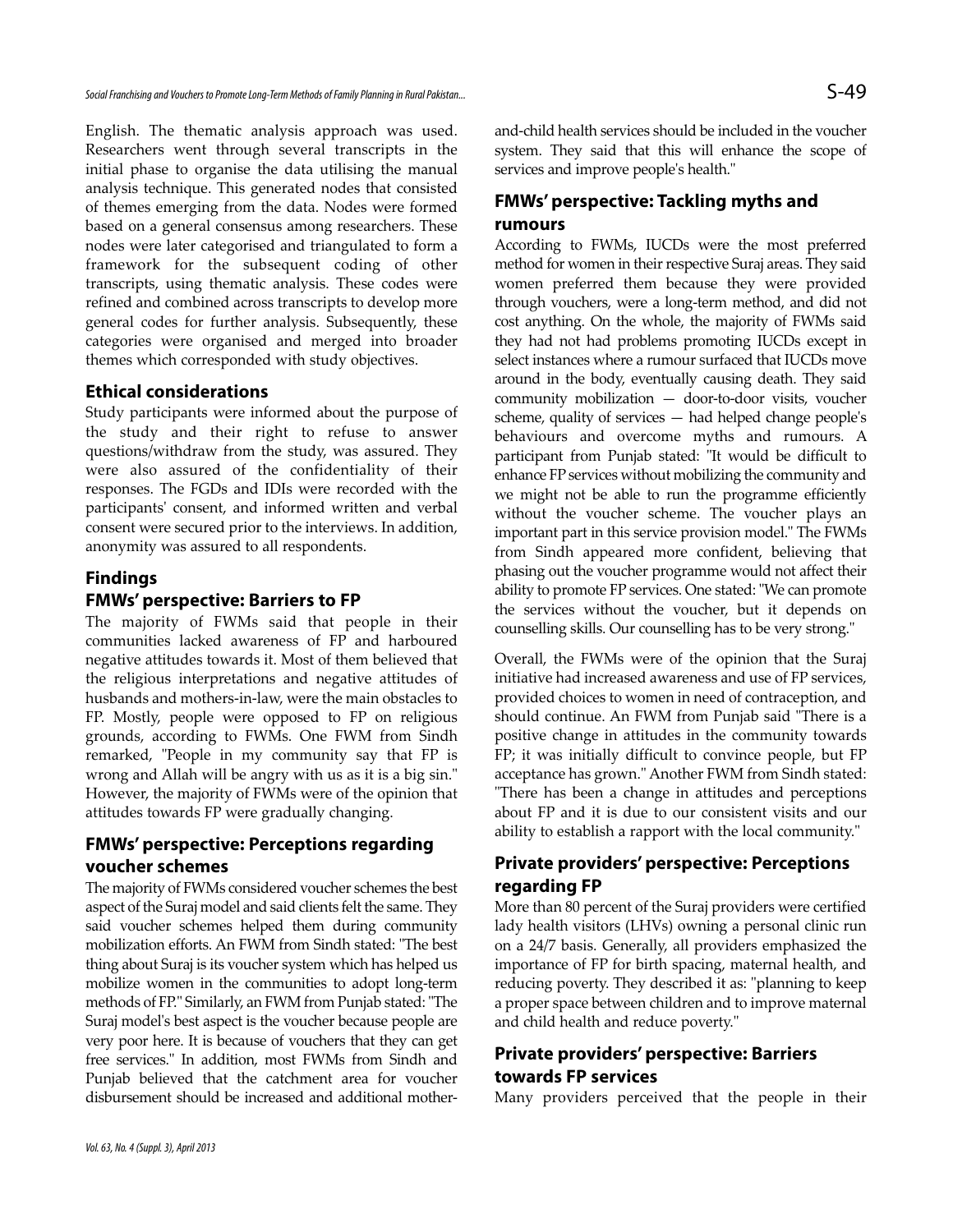English. The thematic analysis approach was used. Researchers went through several transcripts in the initial phase to organise the data utilising the manual analysis technique. This generated nodes that consisted of themes emerging from the data. Nodes were formed based on a general consensus among researchers. These nodes were later categorised and triangulated to form a framework for the subsequent coding of other transcripts, using thematic analysis. These codes were refined and combined across transcripts to develop more general codes for further analysis. Subsequently, these categories were organised and merged into broader themes which corresponded with study objectives.

### Ethical considerations

Study participants were informed about the purpose of the study and their right to refuse to answer questions/withdraw from the study, was assured. They were also assured of the confidentiality of their responses. The FGDs and IDIs were recorded with the participants' consent, and informed written and verbal consent were secured prior to the interviews. In addition, anonymity was assured to all respondents.

## Findings

### FMWs' perspective: Barriers to FP

The majority of FWMs said that people in their communities lacked awareness of FP and harboured negative attitudes towards it. Most of them believed that the religious interpretations and negative attitudes of husbands and mothers-in-law, were the main obstacles to FP. Mostly, people were opposed to FP on religious grounds, according to FWMs. One FWM from Sindh remarked, "People in my community say that FP is wrong and Allah will be angry with us as it is a big sin." However, the majority of FWMs were of the opinion that attitudes towards FP were gradually changing.

### FMWs' perspective: Perceptions regarding voucher schemes

The majority of FWMs considered voucher schemes the best aspect of the Suraj model and said clients felt the same. They said voucher schemes helped them during community mobilization efforts. An FWM from Sindh stated: "The best thing about Suraj is its voucher system which has helped us mobilize women in the communities to adopt long-term methods of FP." Similarly, an FWM from Punjab stated: "The Suraj model's best aspect is the voucher because people are very poor here. It is because of vouchers that they can get free services." In addition, most FWMs from Sindh and Punjab believed that the catchment area for voucher disbursement should be increased and additional mother-and-child health services should be included in the voucher system. They said that this will enhance the scope of services and improve people's health."

### FMWs' perspective: Tackling myths and rumours

According to FWMs, IUCDs were the most preferred method for women in their respective Suraj areas. They said women preferred them because they were provided through vouchers, were a long-term method, and did not cost anything. On the whole, the majority of FWMs said they had not had problems promoting IUCDs except in select instances where a rumour surfaced that IUCDs move around in the body, eventually causing death. They said community mobilization — door-to-door visits, voucher scheme, quality of services — had helped change people's behaviours and overcome myths and rumours. A participant from Punjab stated: "It would be difficult to enhance FP services without mobilizing the community and we might not be able to run the programme efficiently without the voucher scheme. The voucher plays an important part in this service provision model." The FWMs from Sindh appeared more confident, believing that phasing out the voucher programme would not affect their ability to promote FP services. One stated: "We can promote the services without the voucher, but it depends on counselling skills. Our counselling has to be very strong."

Overall, the FWMs were of the opinion that the Suraj initiative had increased awareness and use of FP services, provided choices to women in need of contraception, and should continue. An FWM from Punjab said "There is a positive change in attitudes in the community towards FP; it was initially difficult to convince people, but FP acceptance has grown." Another FWM from Sindh stated: "There has been a change in attitudes and perceptions about FP and it is due to our consistent visits and our ability to establish a rapport with the local community."

### Private providers' perspective: Perceptions regarding FP

More than 80 percent of the Suraj providers were certified lady health visitors (LHVs) owning a personal clinic run on a 24/7 basis. Generally, all providers emphasized the importance of FP for birth spacing, maternal health, and reducing poverty. They described it as: "planning to keep a proper space between children and to improve maternal and child health and reduce poverty."

### Private providers' perspective: Barriers towards FP services

Many providers perceived that the people in their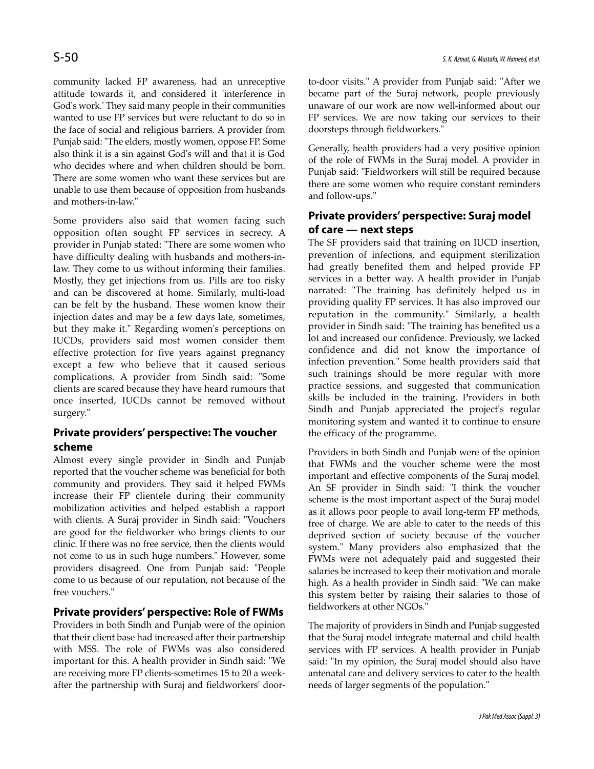community lacked FP awareness, had an unreceptive attitude towards it, and considered it 'interference in God's work.' They said many people in their communities wanted to use FP services but were reluctant to do so in the face of social and religious barriers. A provider from Punjab said: "The elders, mostly women, oppose FP. Some also think it is a sin against God's will and that it is God who decides where and when children should be born. There are some women who want these services but are unable to use them because of opposition from husbands and mothers-in-law."

Some providers also said that women facing such opposition often sought FP services in secrecy. A provider in Punjab stated: "There are some women who have difficulty dealing with husbands and mothers-in-law. They come to us without informing their families. Mostly, they get injections from us. Pills are too risky and can be discovered at home. Similarly, multi-load can be felt by the husband. These women know their injection dates and may be a few days late, sometimes, but they make it." Regarding women's perceptions on IUCDs, providers said most women consider them effective protection for five years against pregnancy except a few who believe that it caused serious complications. A provider from Sindh said: "Some clients are scared because they have heard rumours that once inserted, IUCDs cannot be removed without surgery."

## Private providers' perspective: The voucher scheme

Almost every single provider in Sindh and Punjab reported that the voucher scheme was beneficial for both community and providers. They said it helped FWMs increase their FP clientele during their community mobilization activities and helped establish a rapport with clients. A Suraj provider in Sindh said: "Vouchers are good for the fieldworker who brings clients to our clinic. If there was no free service, then the clients would not come to us in such huge numbers." However, some providers disagreed. One from Punjab said: "People come to us because of our reputation, not because of the free vouchers."

## Private providers' perspective: Role of FWMs

Providers in both Sindh and Punjab were of the opinion that their client base had increased after their partnership with MSS. The role of FWMs was also considered important for this. A health provider in Sindh said: "We are receiving more FP clients-sometimes 15 to 20 a week-after the partnership with Suraj and fieldworkers' door-to-door visits." A provider from Punjab said: "After we became part of the Suraj network, people previously unaware of our work are now well-informed about our FP services. We are now taking our services to their doorsteps through fieldworkers."

Generally, health providers had a very positive opinion of the role of FWMs in the Suraj model. A provider in Punjab said: "Fieldworkers will still be required because there are some women who require constant reminders and follow-ups."

## Private providers' perspective: Suraj model of care — next steps

The SF providers said that training on IUCD insertion, prevention of infections, and equipment sterilization had greatly benefited them and helped provide FP services in a better way. A health provider in Punjab narrated: "The training has definitely helped us in providing quality FP services. It has also improved our reputation in the community." Similarly, a health provider in Sindh said: "The training has benefited us a lot and increased our confidence. Previously, we lacked confidence and did not know the importance of infection prevention." Some health providers said that such trainings should be more regular with more practice sessions, and suggested that communication skills be included in the training. Providers in both Sindh and Punjab appreciated the project's regular monitoring system and wanted it to continue to ensure the efficacy of the programme.

Providers in both Sindh and Punjab were of the opinion that FWMs and the voucher scheme were the most important and effective components of the Suraj model. An SF provider in Sindh said: "I think the voucher scheme is the most important aspect of the Suraj model as it allows poor people to avail long-term FP methods, free of charge. We are able to cater to the needs of this deprived section of society because of the voucher system." Many providers also emphasized that the FWMs were not adequately paid and suggested their salaries be increased to keep their motivation and morale high. As a health provider in Sindh said: "We can make this system better by raising their salaries to those of fieldworkers at other NGOs."

The majority of providers in Sindh and Punjab suggested that the Suraj model integrate maternal and child health services with FP services. A health provider in Punjab said: "In my opinion, the Suraj model should also have antenatal care and delivery services to cater to the health needs of larger segments of the population."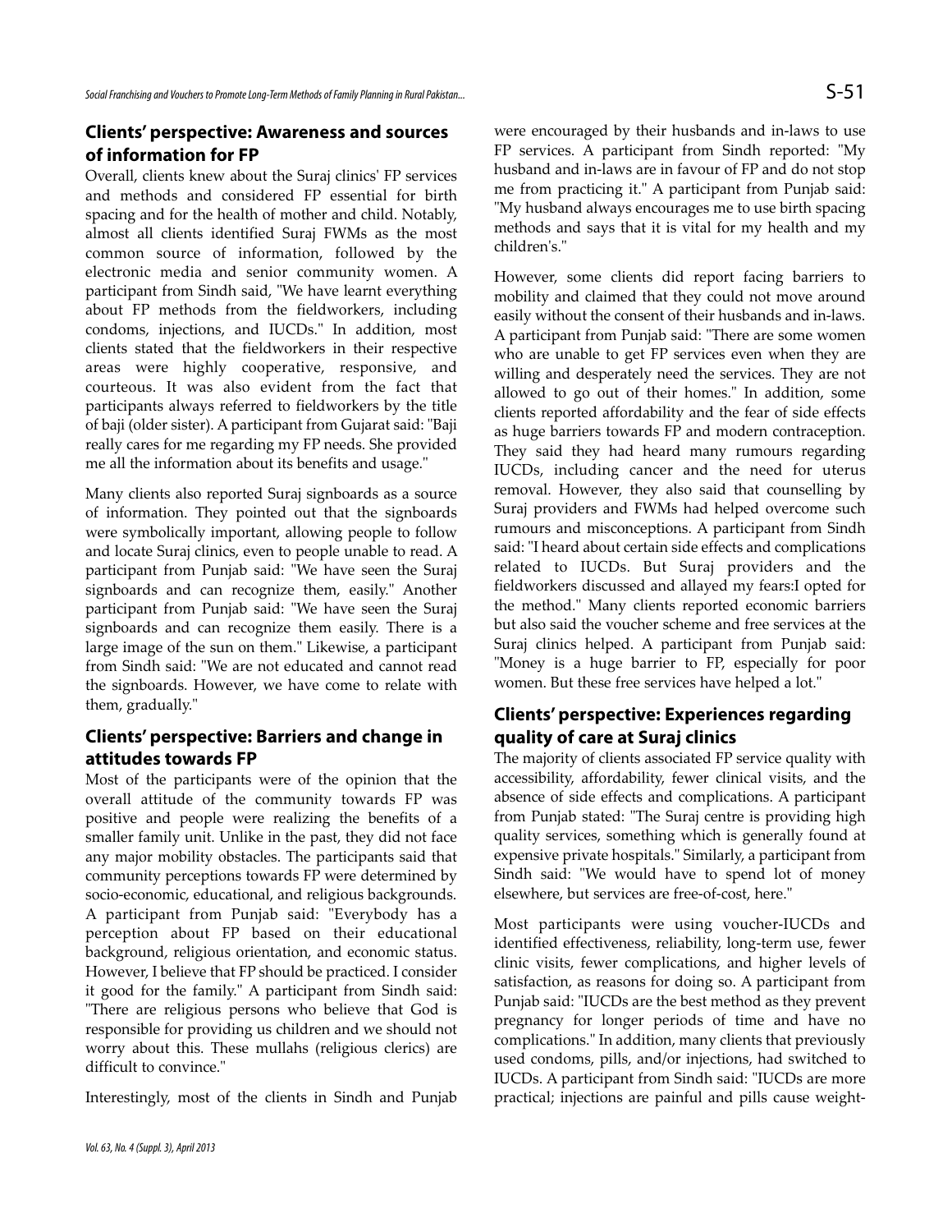## Clients' perspective: Awareness and sources of information for FP

Overall, clients knew about the Suraj clinics' FP services and methods and considered FP essential for birth spacing and for the health of mother and child. Notably, almost all clients identified Suraj FWMs as the most common source of information, followed by the electronic media and senior community women. A participant from Sindh said, "We have learnt everything about FP methods from the fieldworkers, including condoms, injections, and IUCDs." In addition, most clients stated that the fieldworkers in their respective areas were highly cooperative, responsive, and courteous. It was also evident from the fact that participants always referred to fieldworkers by the title of baji (older sister). A participant from Gujarat said: "Baji really cares for me regarding my FP needs. She provided me all the information about its benefits and usage."

Many clients also reported Suraj signboards as a source of information. They pointed out that the signboards were symbolically important, allowing people to follow and locate Suraj clinics, even to people unable to read. A participant from Punjab said: "We have seen the Suraj signboards and can recognize them, easily." Another participant from Punjab said: "We have seen the Suraj signboards and can recognize them easily. There is a large image of the sun on them." Likewise, a participant from Sindh said: "We are not educated and cannot read the signboards. However, we have come to relate with them, gradually."

## Clients' perspective: Barriers and change in attitudes towards FP

Most of the participants were of the opinion that the overall attitude of the community towards FP was positive and people were realizing the benefits of a smaller family unit. Unlike in the past, they did not face any major mobility obstacles. The participants said that community perceptions towards FP were determined by socio-economic, educational, and religious backgrounds. A participant from Punjab said: "Everybody has a perception about FP based on their educational background, religious orientation, and economic status. However, I believe that FP should be practiced. I consider it good for the family." A participant from Sindh said: "There are religious persons who believe that God is responsible for providing us children and we should not worry about this. These mullahs (religious clerics) are difficult to convince."

Interestingly, most of the clients in Sindh and Punjab were encouraged by their husbands and in-laws to use FP services. A participant from Sindh reported: "My husband and in-laws are in favour of FP and do not stop me from practicing it." A participant from Punjab said: "My husband always encourages me to use birth spacing methods and says that it is vital for my health and my children's."

However, some clients did report facing barriers to mobility and claimed that they could not move around easily without the consent of their husbands and in-laws. A participant from Punjab said: "There are some women who are unable to get FP services even when they are willing and desperately need the services. They are not allowed to go out of their homes." In addition, some clients reported affordability and the fear of side effects as huge barriers towards FP and modern contraception. They said they had heard many rumours regarding IUCDs, including cancer and the need for uterus removal. However, they also said that counselling by Suraj providers and FWMs had helped overcome such rumours and misconceptions. A participant from Sindh said: "I heard about certain side effects and complications related to IUCDs. But Suraj providers and the fieldworkers discussed and allayed my fears:I opted for the method." Many clients reported economic barriers but also said the voucher scheme and free services at the Suraj clinics helped. A participant from Punjab said: "Money is a huge barrier to FP, especially for poor women. But these free services have helped a lot."

## Clients' perspective: Experiences regarding quality of care at Suraj clinics

The majority of clients associated FP service quality with accessibility, affordability, fewer clinical visits, and the absence of side effects and complications. A participant from Punjab stated: "The Suraj centre is providing high quality services, something which is generally found at expensive private hospitals." Similarly, a participant from Sindh said: "We would have to spend lot of money elsewhere, but services are free-of-cost, here."

Most participants were using voucher-IUCDs and identified effectiveness, reliability, long-term use, fewer clinic visits, fewer complications, and higher levels of satisfaction, as reasons for doing so. A participant from Punjab said: "IUCDs are the best method as they prevent pregnancy for longer periods of time and have no complications." In addition, many clients that previously used condoms, pills, and/or injections, had switched to IUCDs. A participant from Sindh said: "IUCDs are more practical; injections are painful and pills cause weight-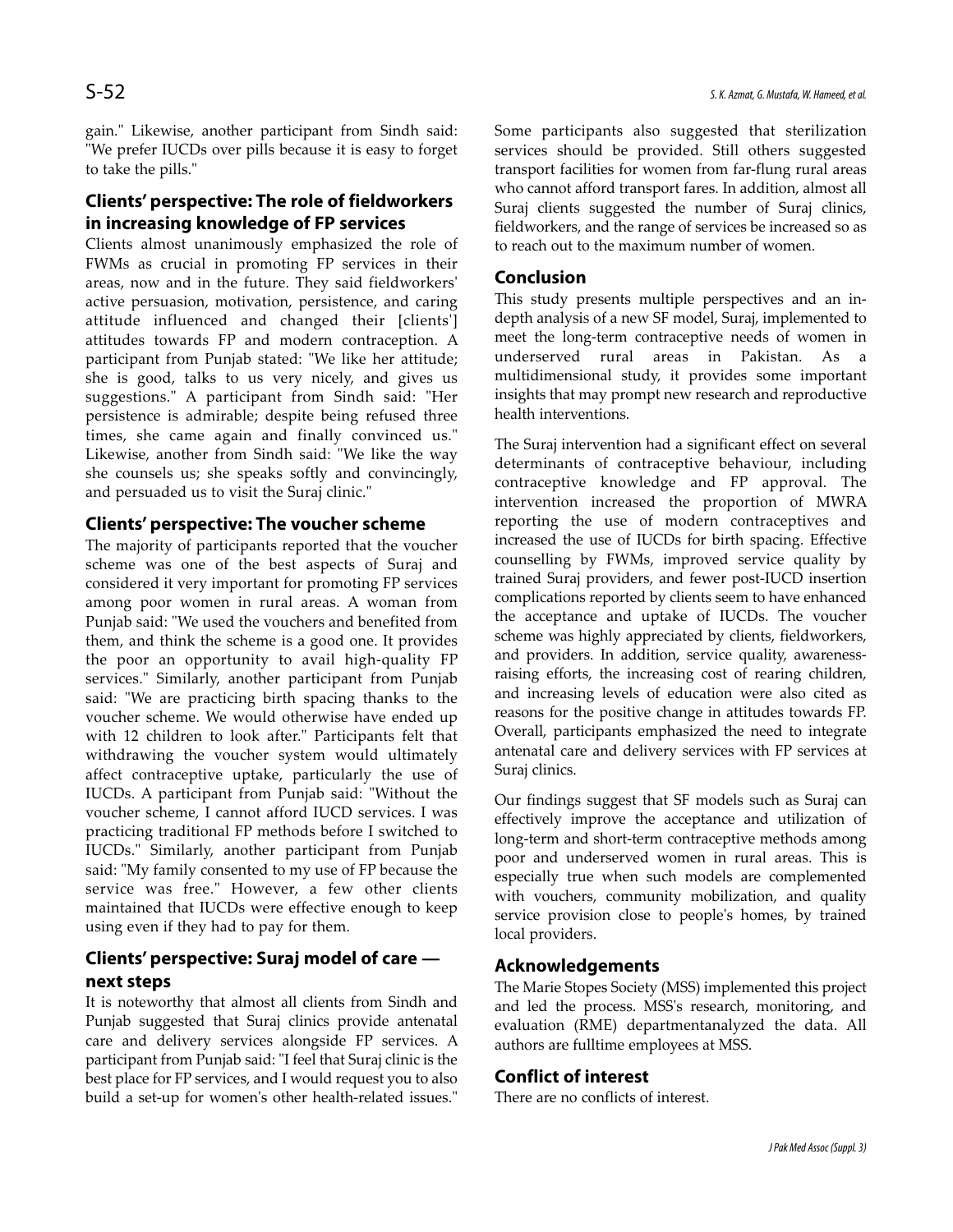gain." Likewise, another participant from Sindh said: "We prefer IUCDs over pills because it is easy to forget to take the pills."

## Clients' perspective: The role of fieldworkers in increasing knowledge of FP services

Clients almost unanimously emphasized the role of FWMs as crucial in promoting FP services in their areas, now and in the future. They said fieldworkers' active persuasion, motivation, persistence, and caring attitude influenced and changed their [clients'] attitudes towards FP and modern contraception. A participant from Punjab stated: "We like her attitude; she is good, talks to us very nicely, and gives us suggestions." A participant from Sindh said: "Her persistence is admirable; despite being refused three times, she came again and finally convinced us." Likewise, another from Sindh said: "We like the way she counsels us; she speaks softly and convincingly, and persuaded us to visit the Suraj clinic."

## Clients' perspective: The voucher scheme

The majority of participants reported that the voucher scheme was one of the best aspects of Suraj and considered it very important for promoting FP services among poor women in rural areas. A woman from Punjab said: "We used the vouchers and benefited from them, and think the scheme is a good one. It provides the poor an opportunity to avail high-quality FP services." Similarly, another participant from Punjab said: "We are practicing birth spacing thanks to the voucher scheme. We would otherwise have ended up with 12 children to look after." Participants felt that withdrawing the voucher system would ultimately affect contraceptive uptake, particularly the use of IUCDs. A participant from Punjab said: "Without the voucher scheme, I cannot afford IUCD services. I was practicing traditional FP methods before I switched to IUCDs." Similarly, another participant from Punjab said: "My family consented to my use of FP because the service was free." However, a few other clients maintained that IUCDs were effective enough to keep using even if they had to pay for them.

## Clients' perspective: Suraj model of care — next steps

It is noteworthy that almost all clients from Sindh and Punjab suggested that Suraj clinics provide antenatal care and delivery services alongside FP services. A participant from Punjab said: "I feel that Suraj clinic is the best place for FP services, and I would request you to also build a set-up for women's other health-related issues." Some participants also suggested that sterilization services should be provided. Still others suggested transport facilities for women from far-flung rural areas who cannot afford transport fares. In addition, almost all Suraj clients suggested the number of Suraj clinics, fieldworkers, and the range of services be increased so as to reach out to the maximum number of women.

## Conclusion

This study presents multiple perspectives and an in-depth analysis of a new SF model, Suraj, implemented to meet the long-term contraceptive needs of women in underserved rural areas in Pakistan. As a multidimensional study, it provides some important insights that may prompt new research and reproductive health interventions.

The Suraj intervention had a significant effect on several determinants of contraceptive behaviour, including contraceptive knowledge and FP approval. The intervention increased the proportion of MWRA reporting the use of modern contraceptives and increased the use of IUCDs for birth spacing. Effective counselling by FWMs, improved service quality by trained Suraj providers, and fewer post-IUCD insertion complications reported by clients seem to have enhanced the acceptance and uptake of IUCDs. The voucher scheme was highly appreciated by clients, fieldworkers, and providers. In addition, service quality, awareness-raising efforts, the increasing cost of rearing children, and increasing levels of education were also cited as reasons for the positive change in attitudes towards FP. Overall, participants emphasized the need to integrate antenatal care and delivery services with FP services at Suraj clinics.

Our findings suggest that SF models such as Suraj can effectively improve the acceptance and utilization of long-term and short-term contraceptive methods among poor and underserved women in rural areas. This is especially true when such models are complemented with vouchers, community mobilization, and quality service provision close to people's homes, by trained local providers.

## Acknowledgements

The Marie Stopes Society (MSS) implemented this project and led the process. MSS's research, monitoring, and evaluation (RME) departmentanalyzed the data. All authors are fulltime employees at MSS.

## Conflict of interest

There are no conflicts of interest.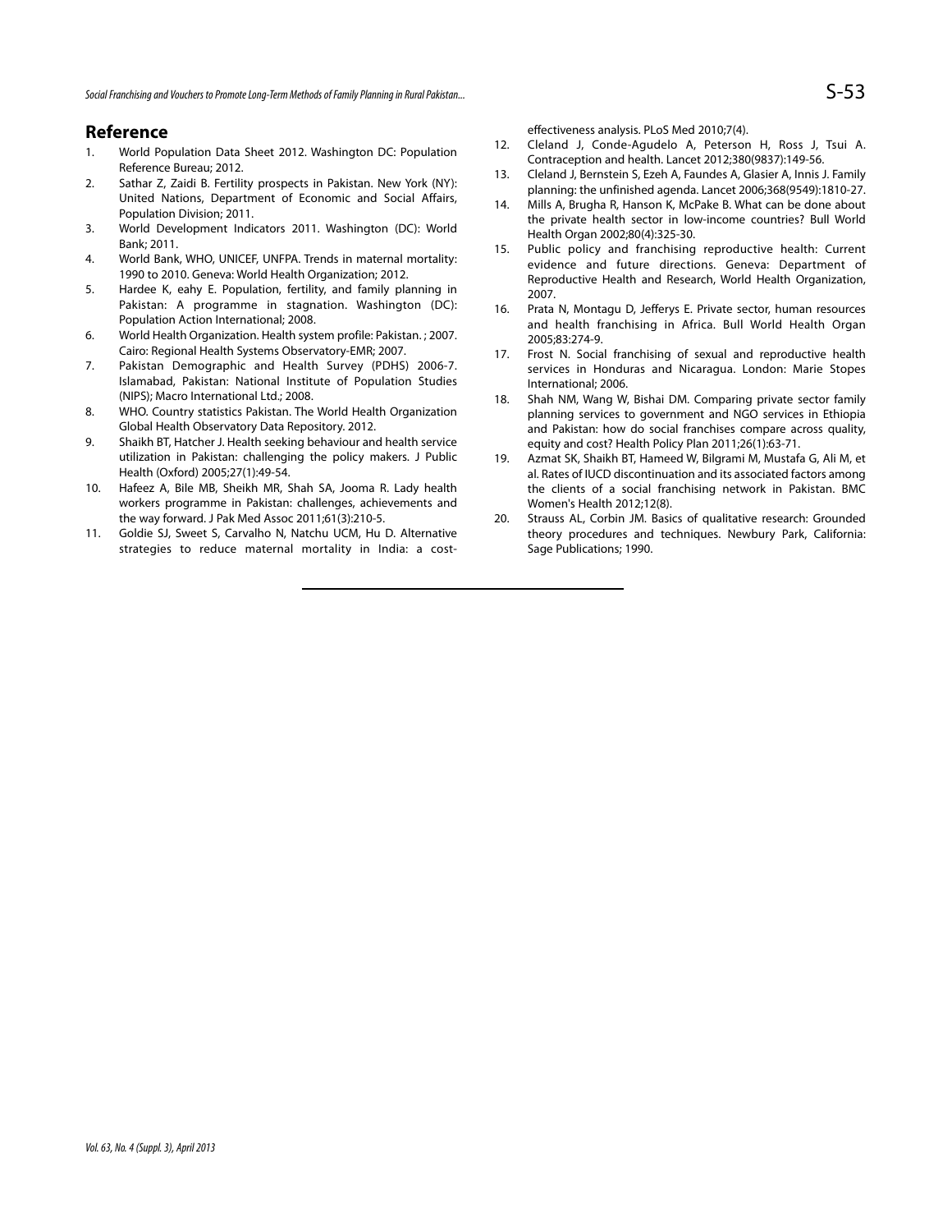## Reference

1. World Population Data Sheet 2012. Washington DC: Population Reference Bureau; 2012.
2. Sathar Z, Zaidi B. Fertility prospects in Pakistan. New York (NY): United Nations, Department of Economic and Social Affairs, Population Division; 2011.
3. World Development Indicators 2011. Washington (DC): World Bank; 2011.
4. World Bank, WHO, UNICEF, UNFPA. Trends in maternal mortality: 1990 to 2010. Geneva: World Health Organization; 2012.
5. Hardee K, eahy E. Population, fertility, and family planning in Pakistan: A programme in stagnation. Washington (DC): Population Action International; 2008.
6. World Health Organization. Health system profile: Pakistan. ; 2007. Cairo: Regional Health Systems Observatory-EMR; 2007.
7. Pakistan Demographic and Health Survey (PDHS) 2006-7. Islamabad, Pakistan: National Institute of Population Studies (NIPS); Macro International Ltd.; 2008.
8. WHO. Country statistics Pakistan. The World Health Organization Global Health Observatory Data Repository. 2012.
9. Shaikh BT, Hatcher J. Health seeking behaviour and health service utilization in Pakistan: challenging the policy makers. J Public Health (Oxford) 2005;27(1):49-54.
10. Hafeez A, Bile MB, Sheikh MR, Shah SA, Jooma R. Lady health workers programme in Pakistan: challenges, achievements and the way forward. J Pak Med Assoc 2011;61(3):210-5.
11. Goldie SJ, Sweet S, Carvalho N, Natchu UCM, Hu D. Alternative strategies to reduce maternal mortality in India: a cost-effectiveness analysis. PLoS Med 2010;7(4).
12. Cleland J, Conde-Agudelo A, Peterson H, Ross J, Tsui A. Contraception and health. Lancet 2012;380(9837):149-56.
13. Cleland J, Bernstein S, Ezeh A, Faundes A, Glasier A, Innis J. Family planning: the unfinished agenda. Lancet 2006;368(9549):1810-27.
14. Mills A, Brugha R, Hanson K, McPake B. What can be done about the private health sector in low-income countries? Bull World Health Organ 2002;80(4):325-30.
15. Public policy and franchising reproductive health: Current evidence and future directions. Geneva: Department of Reproductive Health and Research, World Health Organization, 2007.
16. Prata N, Montagu D, Jefferys E. Private sector, human resources and health franchising in Africa. Bull World Health Organ 2005;83:274-9.
17. Frost N. Social franchising of sexual and reproductive health services in Honduras and Nicaragua. London: Marie Stopes International; 2006.
18. Shah NM, Wang W, Bishai DM. Comparing private sector family planning services to government and NGO services in Ethiopia and Pakistan: how do social franchises compare across quality, equity and cost? Health Policy Plan 2011;26(1):63-71.
19. Azmat SK, Shaikh BT, Hameed W, Bilgrami M, Mustafa G, Ali M, et al. Rates of IUCD discontinuation and its associated factors among the clients of a social franchising network in Pakistan. BMC Women's Health 2012;12(8).
20. Strauss AL, Corbin JM. Basics of qualitative research: Grounded theory procedures and techniques. Newbury Park, California: Sage Publications; 1990.